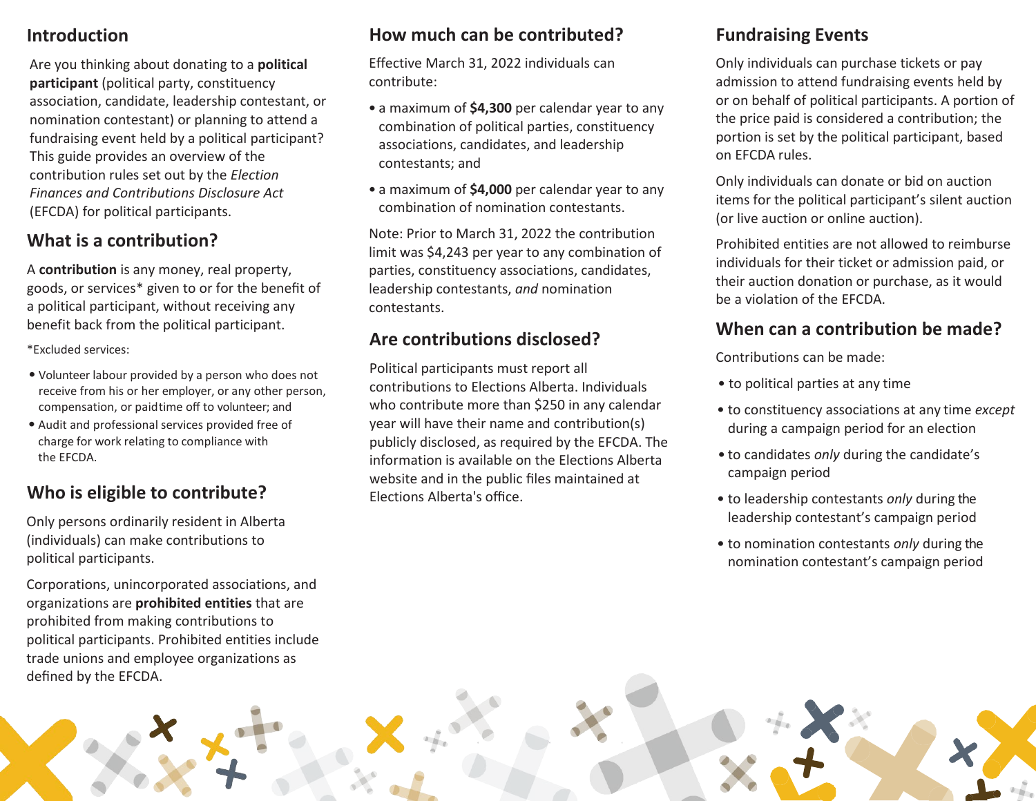## Introduction

Are you thinking about donating to a **political participant** (political party, constituency association, candidate, leadership contestant, or nomination contestant) or planning to attend a fundraising event held by a political participant? This guide provides an overview of the contribution rules set out by the *Election Finances and Contributions Disclosure Act* (EFCDA) for political participants.

## What is a contribution?

A **contribution** is any money, real property, goods, or services* given to or for the benefit of a political participant, without receiving any benefit back from the political participant.

*Excluded services:

- Volunteer labour provided by a person who does not receive from his or her employer, or any other person, compensation, or paidtime off to volunteer; and
- Audit and professional services provided free of charge for work relating to compliance with the EFCDA.

## Who is eligible to contribute?

Only persons ordinarily resident in Alberta (individuals) can make contributions to political participants.

Corporations, unincorporated associations, and organizations are **prohibited entities** that are prohibited from making contributions to political participants. Prohibited entities include trade unions and employee organizations as defined by the EFCDA.

## How much can be contributed?

Effective March 31, 2022 individuals can contribute:

- a maximum of **$4,300** per calendar year to any combination of political parties, constituency associations, candidates, and leadership contestants; and
- a maximum of **$4,000** per calendar year to any combination of nomination contestants.

Note: Prior to March 31, 2022 the contribution limit was $4,243 per year to any combination of parties, constituency associations, candidates, leadership contestants, *and* nomination contestants.

## Are contributions disclosed?

Political participants must report all contributions to Elections Alberta. Individuals who contribute more than $250 in any calendar year will have their name and contribution(s) publicly disclosed, as required by the EFCDA. The information is available on the Elections Alberta website and in the public files maintained at Elections Alberta's office.

## Fundraising Events

Only individuals can purchase tickets or pay admission to attend fundraising events held by or on behalf of political participants. A portion of the price paid is considered a contribution; the portion is set by the political participant, based on EFCDA rules.

Only individuals can donate or bid on auction items for the political participant's silent auction (or live auction or online auction).

Prohibited entities are not allowed to reimburse individuals for their ticket or admission paid, or their auction donation or purchase, as it would be a violation of the EFCDA.

## When can a contribution be made?

Contributions can be made:

- to political parties at any time
- to constituency associations at any time *except* during a campaign period for an election
- to candidates *only* during the candidate's campaign period
- to leadership contestants *only* during the leadership contestant's campaign period
- to nomination contestants *only* during the nomination contestant's campaign period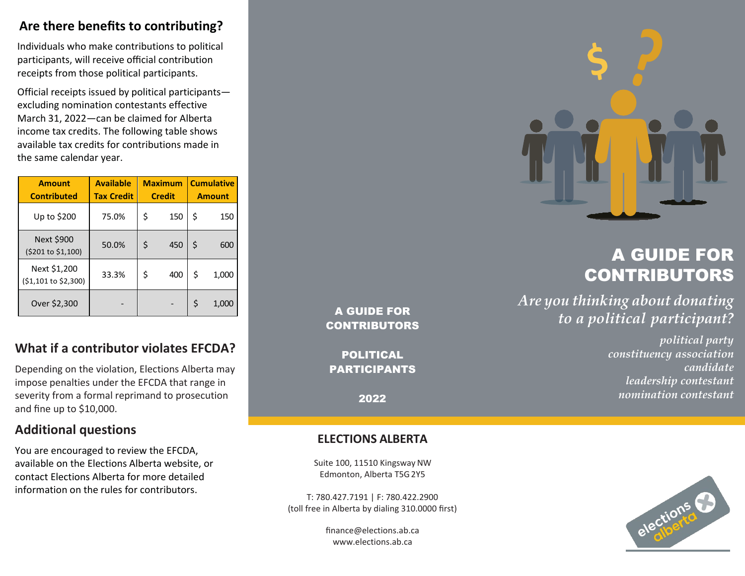## Are there benefits to contributing?

Individuals who make contributions to political participants, will receive official contribution receipts from those political participants.

Official receipts issued by political participants—excluding nomination contestants effective March 31, 2022—can be claimed for Alberta income tax credits. The following table shows available tax credits for contributions made in the same calendar year.

| Amount Contributed | Available Tax Credit | Maximum Credit | Cumulative Amount |
|---|---|---|---|
| Up to $200 | 75.0% | $ 150 | $ 150 |
| Next $900 ($201 to $1,100) | 50.0% | $ 450 | $ 600 |
| Next $1,200 ($1,101 to $2,300) | 33.3% | $ 400 | $ 1,000 |
| Over $2,300 | - | - | $ 1,000 |

## What if a contributor violates EFCDA?

Depending on the violation, Elections Alberta may impose penalties under the EFCDA that range in severity from a formal reprimand to prosecution and fine up to $10,000.

## Additional questions

You are encouraged to review the EFCDA, available on the Elections Alberta website, or contact Elections Alberta for more detailed information on the rules for contributors.

**A GUIDE FOR CONTRIBUTORS**

**POLITICAL PARTICIPANTS**

**2022**

**ELECTIONS ALBERTA**

Suite 100, 11510 Kingsway NW
Edmonton, Alberta T5G 2Y5

T: 780.427.7191 | F: 780.422.2900
(toll free in Alberta by dialing 310.0000 first)

finance@elections.ab.ca
www.elections.ab.ca

# A GUIDE FOR CONTRIBUTORS

*Are you thinking about donating to a political participant?*

*political party*
*constituency association*
*candidate*
*leadership contestant*
*nomination contestant*

elections alberta